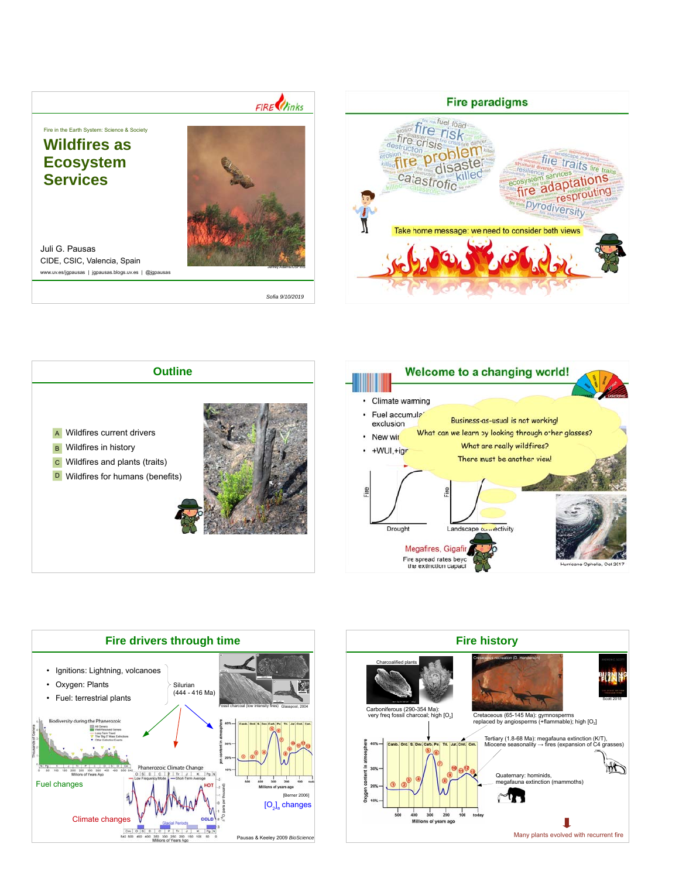Fire in the Earth System: Science & Society

# Wildfires as Ecosystem Services

Juli G. Pausas
CIDE, CSIC, Valencia, Spain
www.uv.es/jgpausas | jgpausas.blogs.uv.es | @jgpausas

Jeffrey Adams/USFWS

*Sofia 9/10/2019*

## Fire paradigms

Take home message: we need to consider both views

## Outline

- A Wildfires current drivers
- B Wildfires in history
- C Wildfires and plants (traits)
- D Wildfires for humans (benefits)

## Welcome to a changing world!

- Climate warming
- Fuel accumula... exclusion
- New wi...
- +WUI,+igr...

Business-as-usual is not working!
What can we learn by looking through other glasses?
What are really wildfires?
There must be another view!

Drought | Landscape connectivity

Megafires, Gigafir...
Fire spread rates beyo... the extinction capaci...

Hurricane Ophelia, Oct 2017

## Fire drivers through time

- Ignitions: Lightning, volcanoes
- Oxygen: Plants
- Fuel: terrestrial plants

Silurian (444 - 416 Ma)

Fossil charcoal (low intensity fires) Glasspool, 2004

Fuel changes

Climate changes

$[O_2]_a$ changes

[Berner 2006]

Pausas & Keeley 2009 *BioScience*

## Fire history

Charcoalified plants

Carboniferous (290-354 Ma): very freq fossil charcoal; high $[O_2]$

Cretaceous recreation (D. Henderson)

Cretaceous (65-145 Ma): gymnosperms replaced by angiosperms (+flammable); high $[O_2]$

Scott 2018

Tertiary (1.8-68 Ma): megafauna extinction (K/T), Miocene seasonality → fires (expansion of C4 grasses)

Quaternary: hominids, megafauna extinction (mammoths)

Many plants evolved with recurrent fire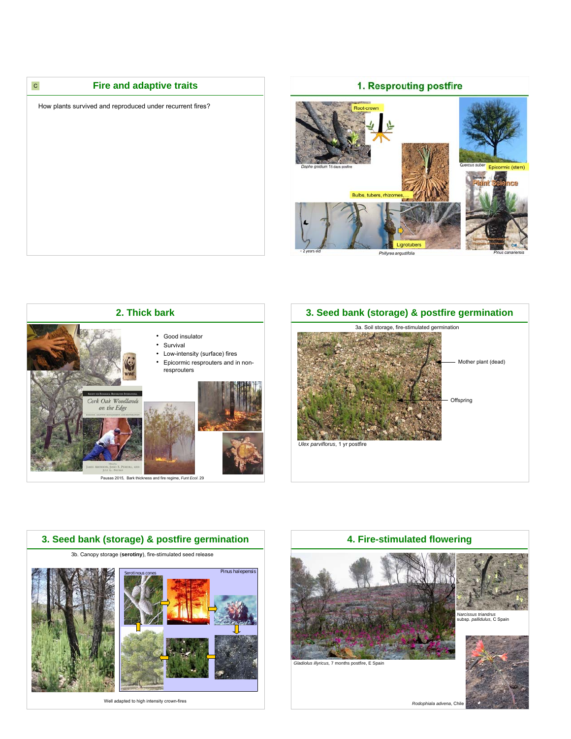## Fire and adaptive traits

How plants survived and reproduced under recurrent fires?

## 1. Resprouting postfire

Root-crown

*Daphe gnidium* 15 days posfire

Bulbs, tubers, rhizomes, …

*Quercus suber* Epicormic (stem)

< 2 years old

Lignotubers

*Phillyrea angustifolia*

*Pinus canariensis*

## 2. Thick bark

- Good insulator
- Survival
- Low-intensity (surface) fires
- Epicormic resprouters and in non-resprouters

Pausas 2015, Bark thickness and fire regime, *Funt Ecol.* 29

## 3. Seed bank (storage) & postfire germination

3a. Soil storage, fire-stimulated germination

Mother plant (dead)

Offspring

*Ulex parviflorus*, 1 yr postfire

## 3. Seed bank (storage) & postfire germination

3b. Canopy storage (**serotiny**), fire-stimulated seed release

Serotinous cones

Pinus halepensis

Well adapted to high intensity crown-fires

## 4. Fire-stimulated flowering

*Gladiolus illyricus*, 7 months postfire, E Spain

*Narcissus triandrus* subsp. *pallidulus*, C Spain

*Rodophiala advena*, Chile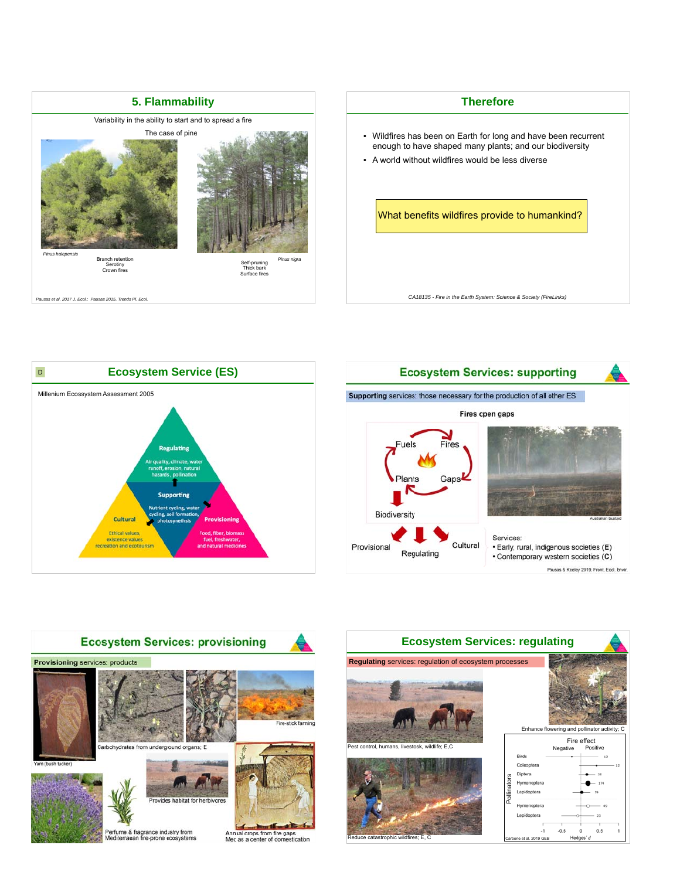## 5. Flammability

Variability in the ability to start and to spread a fire

The case of pine

*Pinus halepensis*

Branch retention
Serotiny
Crown fires

Self-pruning
Thick bark
Surface fires

*Pinus nigra*

*Pausas et al. 2017 J. Ecol.; Pausas 2015, Trends Pl. Ecol.*

## Therefore

- Wildfires has been on Earth for long and have been recurrent enough to have shaped many plants; and our biodiversity
- A world without wildfires would be less diverse

What benefits wildfires provide to humankind?

*CA18135 - Fire in the Earth System: Science & Society (FireLinks)*

## Ecosystem Service (ES)

D

Millenium Ecossystem Assessment 2005

**Regulating**
Air quality, climate, water runoff, erosion, natural hazards, pollination

**Supporting**
Nutrient cycling, water cycling, soil formation, photosynthesis

**Cultural**
Ethical values, existence values recreation and ecotourism

**Provisioning**
Food, fiber, biomass fuel, freshwater, and natural medicines

## Ecosystem Services: supporting

**Supporting** services: those necessary for the production of all other ES

Fires open gaps

Fuels, Fires, Plants, Gaps

Biodiversity

Provisional, Regulating, Cultural

Australian bustard

Services:
- Early, rural, indigenous societies (**E**)
- Contemporary western societies (**C**)

Pausas & Keeley 2019. Front. Ecol. Envir.

## Ecosystem Services: provisioning

**Provisioning** services: products

Yam (bush tucker)

Carbohydrates from underground organs; E

Fire-stick farming

Provides habitat for herbivores

Perfume & fragrance industry from Mediterraean fire-prone ecosystems

Annual crops from fire gaps
Med as a center of domestication

## Ecosystem Services: regulating

**Regulating** services: regulation of ecosystem processes

Pest control, humans, livestock, wildlife; E,C

Enhance flowering and pollinator activity; C

Reduce catastrophic wildfires; E, C

Fire effect: Negative / Positive

Pollinators: Birds (13), Coleoptera (12), Diptera (26), Hymenoptera (174), Lepidoptera (59), Hymenoptera (49), Lepidoptera (23)

Hedges' d: -1, -0.5, 0, 0.5, 1

Carbone et al. 2019 GEB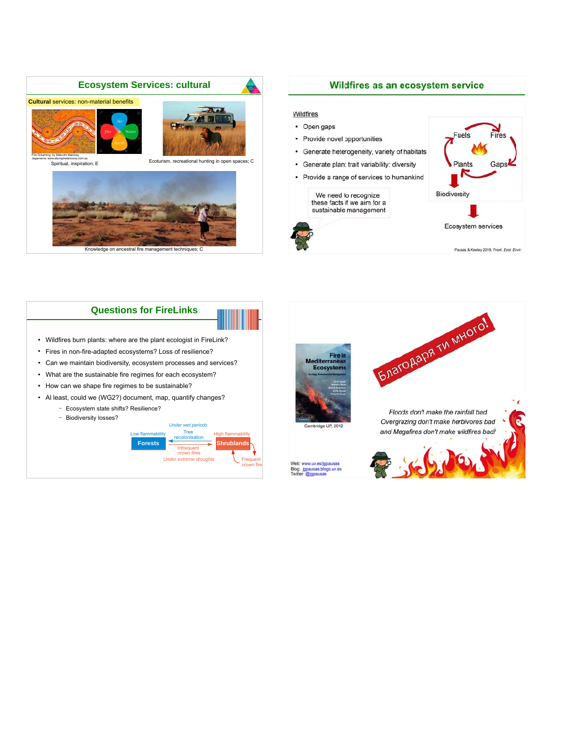## Ecosystem Services: cultural

**Cultural** services: non-material benefits

Fire Dreaming, by Malcolm Maloney
Jagamarra, www.aboriginalartcoop.com.au

Air
Fire
Water
Earth

Spiritual, inspiration; E

Ecoturism, recreational hunting in open spaces; C

Knowledge on ancestral fire management techniques; C

## Wildfires as an ecosystem service

Wildfires

- Open gaps
- Provide novel opportunities
- Generate heterogeneity, variety of habitats
- Generate plant trait variability: diversity
- Provide a range of services to humankind

We need to recognize these facts if we aim for a sustainable management

Fuels
Fires
Plants
Gaps
Biodiversity
Ecosystem services

Pausas & Keeley 2019, *Front. Ecol. Envir.*

## Questions for FireLinks

- Wildfires burn plants: where are the plant ecologist in FireLink?
- Fires in non-fire-adapted ecosystems? Loss of resilience?
- Can we maintain biodiversity, ecosystem processes and services?
- What are the sustainable fire regimes for each ecosystem?
- How can we shape fire regimes to be sustainable?
- At least, could we (WG2?) document, map, quantify changes?
  - Ecosystem state shifts? Resilience?
  - Biodiversity losses?

*Under wet periods*
Low flammability
Tree recolonisation
High flammability
Forests
Shrublands
Infrequent crown fires
*Under extreme droughts*
Frequent crown fire

Fire in Mediterranean Ecosystems

Cambridge UP, 2012

Благодаря ти много!

*Floods don't make the rainfall bad*
*Overgrazing don't make herbivores bad*
*and Megafires don't make wildfires bad!*

Web: www.uv.es/jgpausas
Blog: jgpausas.blogs.uv.es
Twitter: @jgpausas